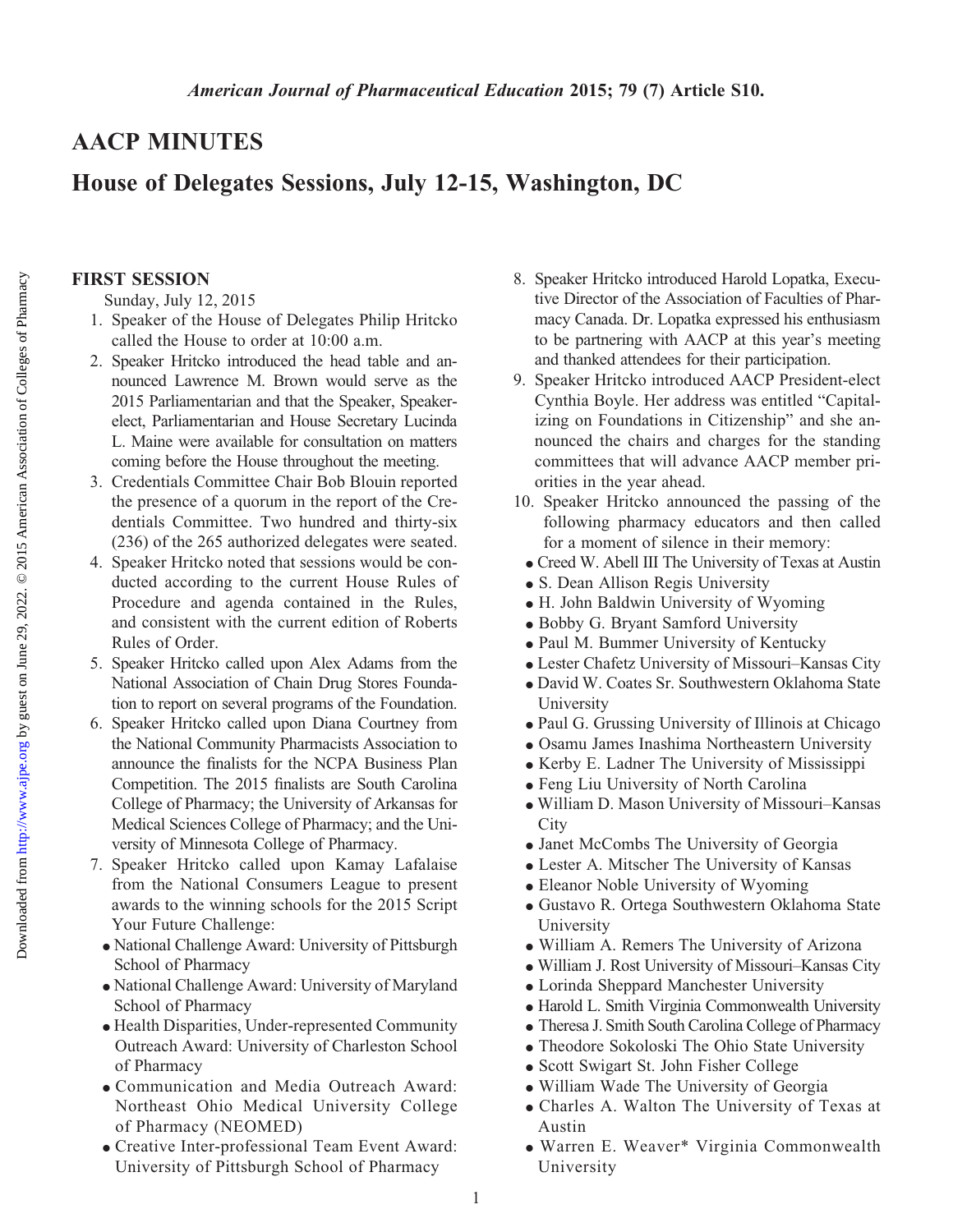# AACP MINUTES

## House of Delegates Sessions, July 12-15, Washington, DC

### FIRST SESSION

Sunday, July 12, 2015

1. Speaker of the House of Delegates Philip Hritcko called the House to order at 10:00 a.m.
2. Speaker Hritcko introduced the head table and announced Lawrence M. Brown would serve as the 2015 Parliamentarian and that the Speaker, Speaker-elect, Parliamentarian and House Secretary Lucinda L. Maine were available for consultation on matters coming before the House throughout the meeting.
3. Credentials Committee Chair Bob Blouin reported the presence of a quorum in the report of the Credentials Committee. Two hundred and thirty-six (236) of the 265 authorized delegates were seated.
4. Speaker Hritcko noted that sessions would be conducted according to the current House Rules of Procedure and agenda contained in the Rules, and consistent with the current edition of Roberts Rules of Order.
5. Speaker Hritcko called upon Alex Adams from the National Association of Chain Drug Stores Foundation to report on several programs of the Foundation.
6. Speaker Hritcko called upon Diana Courtney from the National Community Pharmacists Association to announce the finalists for the NCPA Business Plan Competition. The 2015 finalists are South Carolina College of Pharmacy; the University of Arkansas for Medical Sciences College of Pharmacy; and the University of Minnesota College of Pharmacy.
7. Speaker Hritcko called upon Kamay Lafalaise from the National Consumers League to present awards to the winning schools for the 2015 Script Your Future Challenge:
   - National Challenge Award: University of Pittsburgh School of Pharmacy
   - National Challenge Award: University of Maryland School of Pharmacy
   - Health Disparities, Under-represented Community Outreach Award: University of Charleston School of Pharmacy
   - Communication and Media Outreach Award: Northeast Ohio Medical University College of Pharmacy (NEOMED)
   - Creative Inter-professional Team Event Award: University of Pittsburgh School of Pharmacy
8. Speaker Hritcko introduced Harold Lopatka, Executive Director of the Association of Faculties of Pharmacy Canada. Dr. Lopatka expressed his enthusiasm to be partnering with AACP at this year's meeting and thanked attendees for their participation.
9. Speaker Hritcko introduced AACP President-elect Cynthia Boyle. Her address was entitled "Capitalizing on Foundations in Citizenship" and she announced the chairs and charges for the standing committees that will advance AACP member priorities in the year ahead.
10. Speaker Hritcko announced the passing of the following pharmacy educators and then called for a moment of silence in their memory:
    - Creed W. Abell III The University of Texas at Austin
    - S. Dean Allison Regis University
    - H. John Baldwin University of Wyoming
    - Bobby G. Bryant Samford University
    - Paul M. Bummer University of Kentucky
    - Lester Chafetz University of Missouri–Kansas City
    - David W. Coates Sr. Southwestern Oklahoma State University
    - Paul G. Grussing University of Illinois at Chicago
    - Osamu James Inashima Northeastern University
    - Kerby E. Ladner The University of Mississippi
    - Feng Liu University of North Carolina
    - William D. Mason University of Missouri–Kansas City
    - Janet McCombs The University of Georgia
    - Lester A. Mitscher The University of Kansas
    - Eleanor Noble University of Wyoming
    - Gustavo R. Ortega Southwestern Oklahoma State University
    - William A. Remers The University of Arizona
    - William J. Rost University of Missouri–Kansas City
    - Lorinda Sheppard Manchester University
    - Harold L. Smith Virginia Commonwealth University
    - Theresa J. Smith South Carolina College of Pharmacy
    - Theodore Sokoloski The Ohio State University
    - Scott Swigart St. John Fisher College
    - William Wade The University of Georgia
    - Charles A. Walton The University of Texas at Austin
    - Warren E. Weaver* Virginia Commonwealth University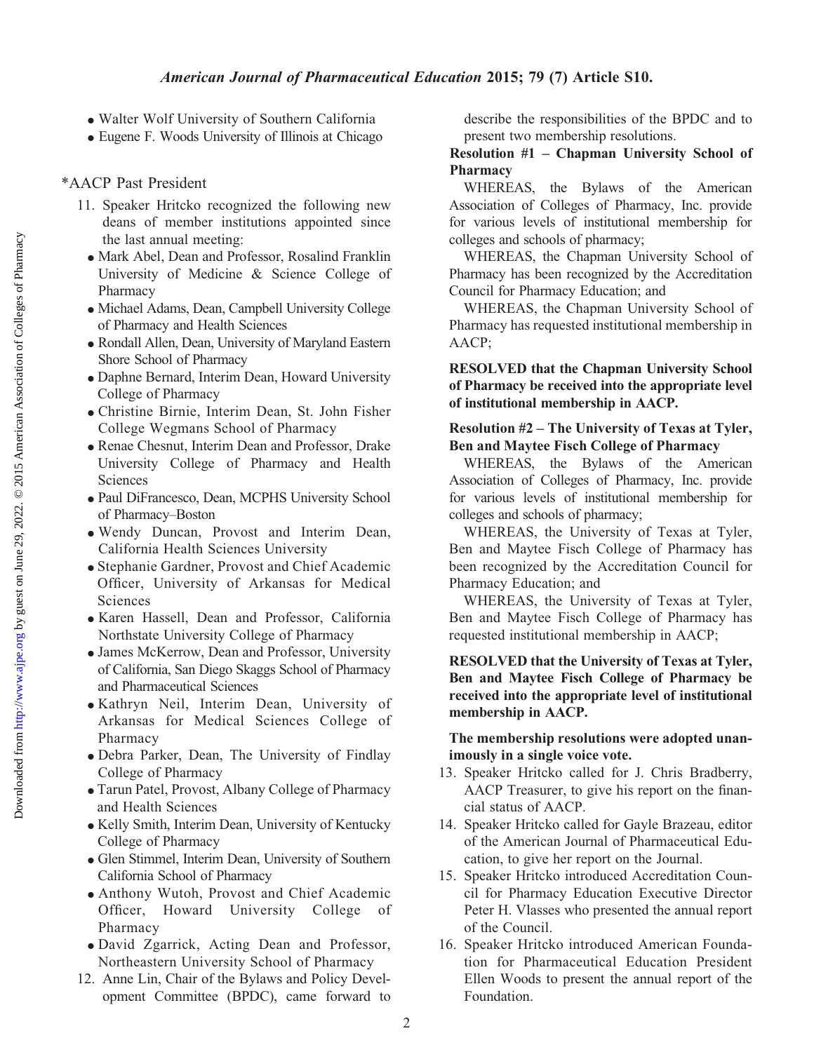- Walter Wolf University of Southern California
- Eugene F. Woods University of Illinois at Chicago

*AACP Past President

11. Speaker Hritcko recognized the following new deans of member institutions appointed since the last annual meeting:
   - Mark Abel, Dean and Professor, Rosalind Franklin University of Medicine & Science College of Pharmacy
   - Michael Adams, Dean, Campbell University College of Pharmacy and Health Sciences
   - Rondall Allen, Dean, University of Maryland Eastern Shore School of Pharmacy
   - Daphne Bernard, Interim Dean, Howard University College of Pharmacy
   - Christine Birnie, Interim Dean, St. John Fisher College Wegmans School of Pharmacy
   - Renae Chesnut, Interim Dean and Professor, Drake University College of Pharmacy and Health Sciences
   - Paul DiFrancesco, Dean, MCPHS University School of Pharmacy–Boston
   - Wendy Duncan, Provost and Interim Dean, California Health Sciences University
   - Stephanie Gardner, Provost and Chief Academic Officer, University of Arkansas for Medical Sciences
   - Karen Hassell, Dean and Professor, California Northstate University College of Pharmacy
   - James McKerrow, Dean and Professor, University of California, San Diego Skaggs School of Pharmacy and Pharmaceutical Sciences
   - Kathryn Neil, Interim Dean, University of Arkansas for Medical Sciences College of Pharmacy
   - Debra Parker, Dean, The University of Findlay College of Pharmacy
   - Tarun Patel, Provost, Albany College of Pharmacy and Health Sciences
   - Kelly Smith, Interim Dean, University of Kentucky College of Pharmacy
   - Glen Stimmel, Interim Dean, University of Southern California School of Pharmacy
   - Anthony Wutoh, Provost and Chief Academic Officer, Howard University College of Pharmacy
   - David Zgarrick, Acting Dean and Professor, Northeastern University School of Pharmacy
12. Anne Lin, Chair of the Bylaws and Policy Development Committee (BPDC), came forward to describe the responsibilities of the BPDC and to present two membership resolutions.

**Resolution #1 – Chapman University School of Pharmacy**

WHEREAS, the Bylaws of the American Association of Colleges of Pharmacy, Inc. provide for various levels of institutional membership for colleges and schools of pharmacy;

WHEREAS, the Chapman University School of Pharmacy has been recognized by the Accreditation Council for Pharmacy Education; and

WHEREAS, the Chapman University School of Pharmacy has requested institutional membership in AACP;

**RESOLVED that the Chapman University School of Pharmacy be received into the appropriate level of institutional membership in AACP.**

**Resolution #2 – The University of Texas at Tyler, Ben and Maytee Fisch College of Pharmacy**

WHEREAS, the Bylaws of the American Association of Colleges of Pharmacy, Inc. provide for various levels of institutional membership for colleges and schools of pharmacy;

WHEREAS, the University of Texas at Tyler, Ben and Maytee Fisch College of Pharmacy has been recognized by the Accreditation Council for Pharmacy Education; and

WHEREAS, the University of Texas at Tyler, Ben and Maytee Fisch College of Pharmacy has requested institutional membership in AACP;

**RESOLVED that the University of Texas at Tyler, Ben and Maytee Fisch College of Pharmacy be received into the appropriate level of institutional membership in AACP.**

**The membership resolutions were adopted unanimously in a single voice vote.**

13. Speaker Hritcko called for J. Chris Bradberry, AACP Treasurer, to give his report on the financial status of AACP.
14. Speaker Hritcko called for Gayle Brazeau, editor of the American Journal of Pharmaceutical Education, to give her report on the Journal.
15. Speaker Hritcko introduced Accreditation Council for Pharmacy Education Executive Director Peter H. Vlasses who presented the annual report of the Council.
16. Speaker Hritcko introduced American Foundation for Pharmaceutical Education President Ellen Woods to present the annual report of the Foundation.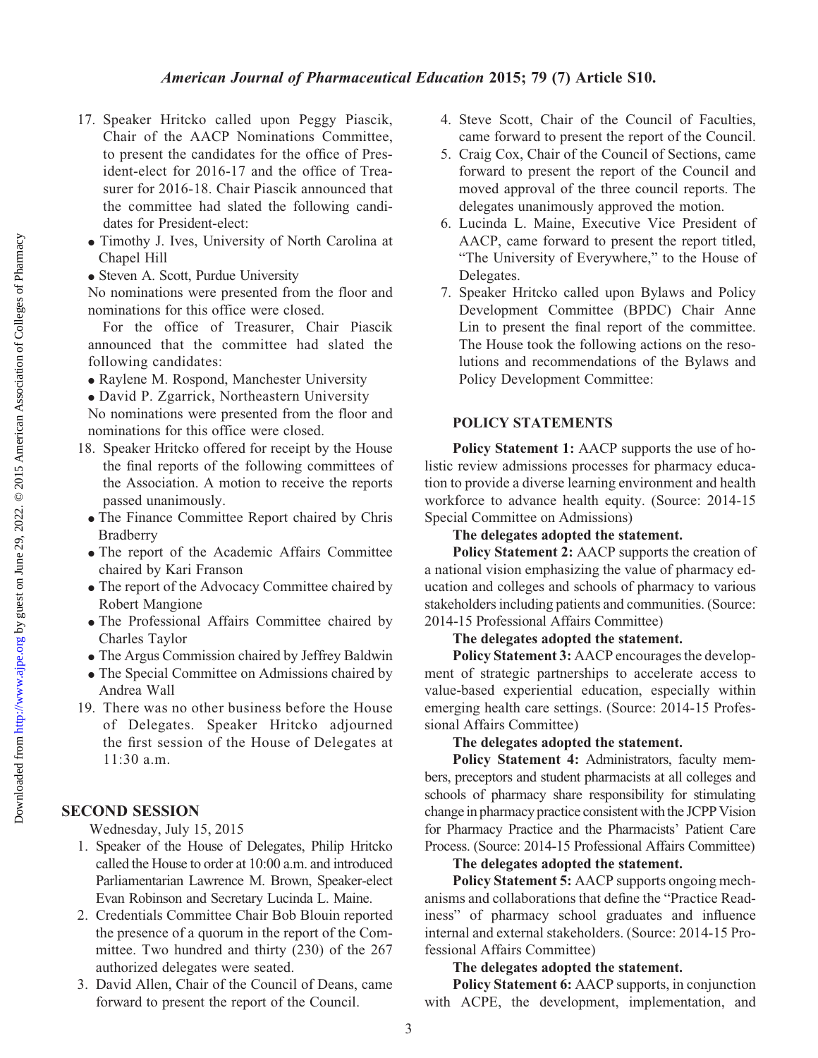17. Speaker Hritcko called upon Peggy Piascik, Chair of the AACP Nominations Committee, to present the candidates for the office of President-elect for 2016-17 and the office of Treasurer for 2016-18. Chair Piascik announced that the committee had slated the following candidates for President-elect:
   - Timothy J. Ives, University of North Carolina at Chapel Hill
   - Steven A. Scott, Purdue University

   No nominations were presented from the floor and nominations for this office were closed.

   For the office of Treasurer, Chair Piascik announced that the committee had slated the following candidates:
   - Raylene M. Rospond, Manchester University
   - David P. Zgarrick, Northeastern University

   No nominations were presented from the floor and nominations for this office were closed.
18. Speaker Hritcko offered for receipt by the House the final reports of the following committees of the Association. A motion to receive the reports passed unanimously.
   - The Finance Committee Report chaired by Chris Bradberry
   - The report of the Academic Affairs Committee chaired by Kari Franson
   - The report of the Advocacy Committee chaired by Robert Mangione
   - The Professional Affairs Committee chaired by Charles Taylor
   - The Argus Commission chaired by Jeffrey Baldwin
   - The Special Committee on Admissions chaired by Andrea Wall
19. There was no other business before the House of Delegates. Speaker Hritcko adjourned the first session of the House of Delegates at 11:30 a.m.

## SECOND SESSION

Wednesday, July 15, 2015

1. Speaker of the House of Delegates, Philip Hritcko called the House to order at 10:00 a.m. and introduced Parliamentarian Lawrence M. Brown, Speaker-elect Evan Robinson and Secretary Lucinda L. Maine.
2. Credentials Committee Chair Bob Blouin reported the presence of a quorum in the report of the Committee. Two hundred and thirty (230) of the 267 authorized delegates were seated.
3. David Allen, Chair of the Council of Deans, came forward to present the report of the Council.
4. Steve Scott, Chair of the Council of Faculties, came forward to present the report of the Council.
5. Craig Cox, Chair of the Council of Sections, came forward to present the report of the Council and moved approval of the three council reports. The delegates unanimously approved the motion.
6. Lucinda L. Maine, Executive Vice President of AACP, came forward to present the report titled, "The University of Everywhere," to the House of Delegates.
7. Speaker Hritcko called upon Bylaws and Policy Development Committee (BPDC) Chair Anne Lin to present the final report of the committee. The House took the following actions on the resolutions and recommendations of the Bylaws and Policy Development Committee:

### POLICY STATEMENTS

**Policy Statement 1:** AACP supports the use of holistic review admissions processes for pharmacy education to provide a diverse learning environment and health workforce to advance health equity. (Source: 2014-15 Special Committee on Admissions)

**The delegates adopted the statement.**

**Policy Statement 2:** AACP supports the creation of a national vision emphasizing the value of pharmacy education and colleges and schools of pharmacy to various stakeholders including patients and communities. (Source: 2014-15 Professional Affairs Committee)

**The delegates adopted the statement.**

**Policy Statement 3:** AACP encourages the development of strategic partnerships to accelerate access to value-based experiential education, especially within emerging health care settings. (Source: 2014-15 Professional Affairs Committee)

**The delegates adopted the statement.**

**Policy Statement 4:** Administrators, faculty members, preceptors and student pharmacists at all colleges and schools of pharmacy share responsibility for stimulating change in pharmacy practice consistent with the JCPP Vision for Pharmacy Practice and the Pharmacists' Patient Care Process. (Source: 2014-15 Professional Affairs Committee)

**The delegates adopted the statement.**

**Policy Statement 5:** AACP supports ongoing mechanisms and collaborations that define the "Practice Readiness" of pharmacy school graduates and influence internal and external stakeholders. (Source: 2014-15 Professional Affairs Committee)

**The delegates adopted the statement.**

**Policy Statement 6:** AACP supports, in conjunction with ACPE, the development, implementation, and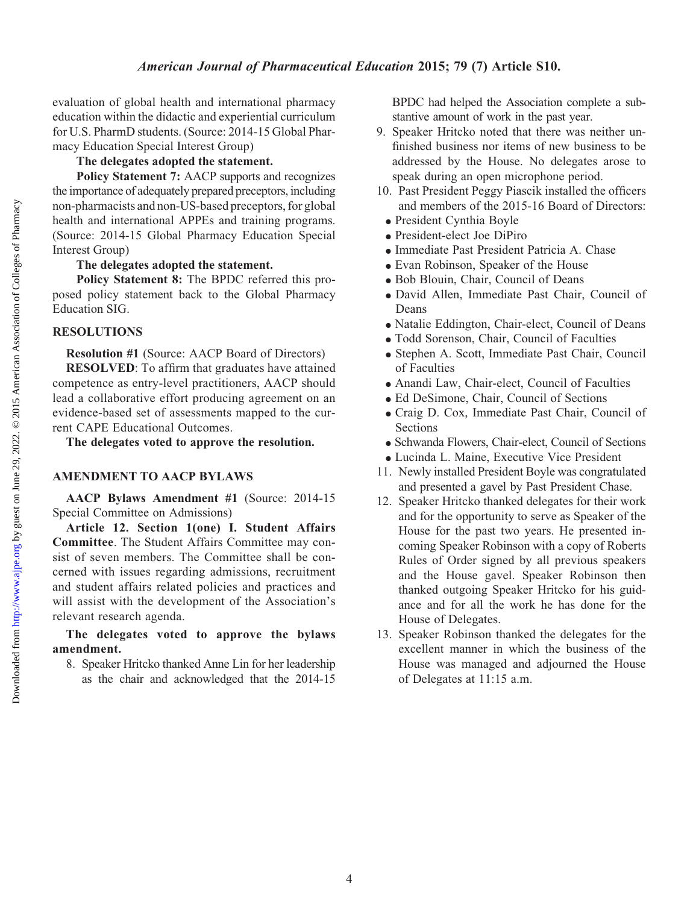evaluation of global health and international pharmacy education within the didactic and experiential curriculum for U.S. PharmD students. (Source: 2014-15 Global Pharmacy Education Special Interest Group)

**The delegates adopted the statement.**

**Policy Statement 7:** AACP supports and recognizes the importance of adequately prepared preceptors, including non-pharmacists and non-US-based preceptors, for global health and international APPEs and training programs. (Source: 2014-15 Global Pharmacy Education Special Interest Group)

**The delegates adopted the statement.**

**Policy Statement 8:** The BPDC referred this proposed policy statement back to the Global Pharmacy Education SIG.

## RESOLUTIONS

**Resolution #1** (Source: AACP Board of Directors)

**RESOLVED**: To affirm that graduates have attained competence as entry-level practitioners, AACP should lead a collaborative effort producing agreement on an evidence-based set of assessments mapped to the current CAPE Educational Outcomes.

**The delegates voted to approve the resolution.**

## AMENDMENT TO AACP BYLAWS

**AACP Bylaws Amendment #1** (Source: 2014-15 Special Committee on Admissions)

**Article 12. Section 1(one) I. Student Affairs Committee**. The Student Affairs Committee may consist of seven members. The Committee shall be concerned with issues regarding admissions, recruitment and student affairs related policies and practices and will assist with the development of the Association's relevant research agenda.

**The delegates voted to approve the bylaws amendment.**

8. Speaker Hritcko thanked Anne Lin for her leadership as the chair and acknowledged that the 2014-15 BPDC had helped the Association complete a substantive amount of work in the past year.
9. Speaker Hritcko noted that there was neither unfinished business nor items of new business to be addressed by the House. No delegates arose to speak during an open microphone period.
10. Past President Peggy Piascik installed the officers and members of the 2015-16 Board of Directors:
    - President Cynthia Boyle
    - President-elect Joe DiPiro
    - Immediate Past President Patricia A. Chase
    - Evan Robinson, Speaker of the House
    - Bob Blouin, Chair, Council of Deans
    - David Allen, Immediate Past Chair, Council of Deans
    - Natalie Eddington, Chair-elect, Council of Deans
    - Todd Sorenson, Chair, Council of Faculties
    - Stephen A. Scott, Immediate Past Chair, Council of Faculties
    - Anandi Law, Chair-elect, Council of Faculties
    - Ed DeSimone, Chair, Council of Sections
    - Craig D. Cox, Immediate Past Chair, Council of Sections
    - Schwanda Flowers, Chair-elect, Council of Sections
    - Lucinda L. Maine, Executive Vice President
11. Newly installed President Boyle was congratulated and presented a gavel by Past President Chase.
12. Speaker Hritcko thanked delegates for their work and for the opportunity to serve as Speaker of the House for the past two years. He presented incoming Speaker Robinson with a copy of Roberts Rules of Order signed by all previous speakers and the House gavel. Speaker Robinson then thanked outgoing Speaker Hritcko for his guidance and for all the work he has done for the House of Delegates.
13. Speaker Robinson thanked the delegates for the excellent manner in which the business of the House was managed and adjourned the House of Delegates at 11:15 a.m.